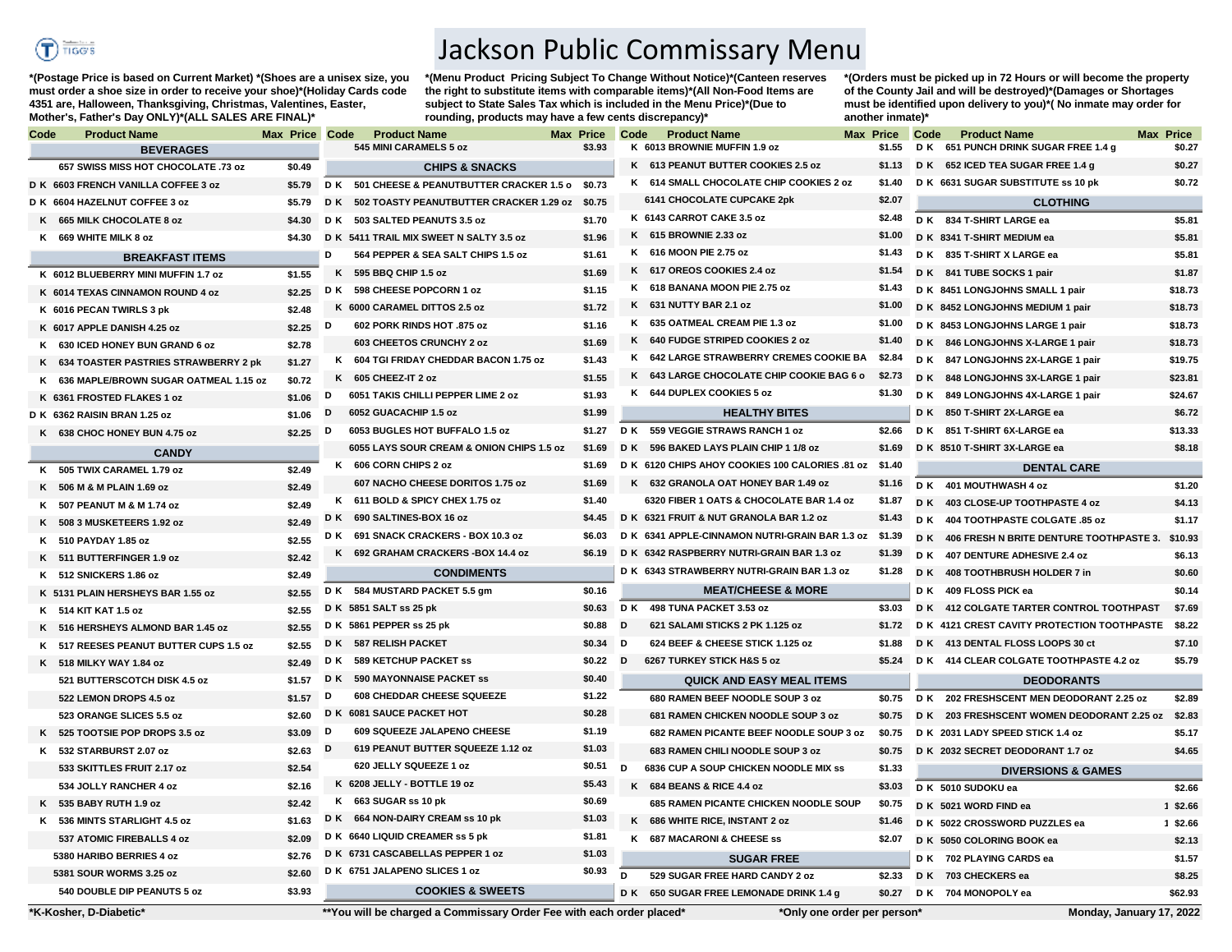# Jackson Public Commissary Menu

*(Postage Price is based on Current Market) *(Shoes are a unisex size, you must order a shoe size in order to receive your shoe)*(Holiday Cards code 4351 are, Halloween, Thanksgiving, Christmas, Valentines, Easter, Mother's, Father's Day ONLY)*(ALL SALES ARE FINAL)*

*(Menu Product Pricing Subject To Change Without Notice)*(Canteen reserves the right to substitute items with comparable items)*(All Non-Food Items are subject to State Sales Tax which is included in the Menu Price)*(Due to rounding, products may have a few cents discrepancy)*

*(Orders must be picked up in 72 Hours or will become the property of the County Jail and will be destroyed)*(Damages or Shortages must be identified upon delivery to you)*( No inmate may order for another inmate)*

| Code | Product Name | Max | Price |
|---|---|---|---|
| | **BEVERAGES** | | |
| | 657 SWISS MISS HOT CHOCOLATE .73 oz | | $0.49 |
| D K | 6603 FRENCH VANILLA COFFEE 3 oz | | $5.79 |
| D K | 6604 HAZELNUT COFFEE 3 oz | | $5.79 |
| K | 665 MILK CHOCOLATE 8 oz | | $4.30 |
| K | 669 WHITE MILK 8 oz | | $4.30 |
| | **BREAKFAST ITEMS** | | |
| K | 6012 BLUEBERRY MINI MUFFIN 1.7 oz | | $1.55 |
| K | 6014 TEXAS CINNAMON ROUND 4 oz | | $2.25 |
| K | 6016 PECAN TWIRLS 3 pk | | $2.48 |
| K | 6017 APPLE DANISH 4.25 oz | | $2.25 |
| K | 630 ICED HONEY BUN GRAND 6 oz | | $2.78 |
| K | 634 TOASTER PASTRIES STRAWBERRY 2 pk | | $1.27 |
| K | 636 MAPLE/BROWN SUGAR OATMEAL 1.15 oz | | $0.72 |
| K | 6361 FROSTED FLAKES 1 oz | | $1.06 |
| D K | 6362 RAISIN BRAN 1.25 oz | | $1.06 |
| K | 638 CHOC HONEY BUN 4.75 oz | | $2.25 |
| | **CANDY** | | |
| K | 505 TWIX CARAMEL 1.79 oz | | $2.49 |
| K | 506 M & M PLAIN 1.69 oz | | $2.49 |
| K | 507 PEANUT M & M 1.74 oz | | $2.49 |
| K | 508 3 MUSKETEERS 1.92 oz | | $2.49 |
| K | 510 PAYDAY 1.85 oz | | $2.55 |
| K | 511 BUTTERFINGER 1.9 oz | | $2.42 |
| K | 512 SNICKERS 1.86 oz | | $2.49 |
| K | 5131 PLAIN HERSHEYS BAR 1.55 oz | | $2.55 |
| K | 514 KIT KAT 1.5 oz | | $2.55 |
| K | 516 HERSHEYS ALMOND BAR 1.45 oz | | $2.55 |
| K | 517 REESES PEANUT BUTTER CUPS 1.5 oz | | $2.55 |
| K | 518 MILKY WAY 1.84 oz | | $2.49 |
| | 521 BUTTERSCOTCH DISK 4.5 oz | | $1.57 |
| | 522 LEMON DROPS 4.5 oz | | $1.57 |
| | 523 ORANGE SLICES 5.5 oz | | $2.60 |
| K | 525 TOOTSIE POP DROPS 3.5 oz | | $3.09 |
| K | 532 STARBURST 2.07 oz | | $2.63 |
| | 533 SKITTLES FRUIT 2.17 oz | | $2.54 |
| | 534 JOLLY RANCHER 4 oz | | $2.16 |
| K | 535 BABY RUTH 1.9 oz | | $2.42 |
| K | 536 MINTS STARLIGHT 4.5 oz | | $1.63 |
| | 537 ATOMIC FIREBALLS 4 oz | | $2.09 |
| | 5380 HARIBO BERRIES 4 oz | | $2.76 |
| | 5381 SOUR WORMS 3.25 oz | | $2.60 |
| | 540 DOUBLE DIP PEANUTS 5 oz | | $3.93 |
| | 545 MINI CARAMELS 5 oz | | $3.93 |
| | **CHIPS & SNACKS** | | |
| D K | 501 CHEESE & PEANUTBUTTER CRACKER 1.5 o | | $0.73 |
| D K | 502 TOASTY PEANUTBUTTER CRACKER 1.29 oz | | $0.75 |
| D K | 503 SALTED PEANUTS 3.5 oz | | $1.70 |
| D K | 5411 TRAIL MIX SWEET N SALTY 3.5 oz | | $1.96 |
| D | 564 PEPPER & SEA SALT CHIPS 1.5 oz | | $1.61 |
| K | 595 BBQ CHIP 1.5 oz | | $1.69 |
| D K | 598 CHEESE POPCORN 1 oz | | $1.15 |
| K | 6000 CARAMEL DITTOS 2.5 oz | | $1.72 |
| D | 602 PORK RINDS HOT .875 oz | | $1.16 |
| | 603 CHEETOS CRUNCHY 2 oz | | $1.69 |
| K | 604 TGI FRIDAY CHEDDAR BACON 1.75 oz | | $1.43 |
| K | 605 CHEEZ-IT 2 oz | | $1.55 |
| D | 6051 TAKIS CHILLI PEPPER LIME 2 oz | | $1.93 |
| D | 6052 GUACACHIP 1.5 oz | | $1.99 |
| D | 6053 BUGLES HOT BUFFALO 1.5 oz | | $1.27 |
| | 6055 LAYS SOUR CREAM & ONION CHIPS 1.5 oz | | $1.69 |
| K | 606 CORN CHIPS 2 oz | | $1.69 |
| | 607 NACHO CHEESE DORITOS 1.75 oz | | $1.69 |
| K | 611 BOLD & SPICY CHEX 1.75 oz | | $1.40 |
| D K | 690 SALTINES-BOX 16 oz | | $4.45 |
| D K | 691 SNACK CRACKERS - BOX 10.3 oz | | $6.03 |
| K | 692 GRAHAM CRACKERS -BOX 14.4 oz | | $6.19 |
| | **CONDIMENTS** | | |
| D K | 584 MUSTARD PACKET 5.5 gm | | $0.16 |
| D K | 5851 SALT ss 25 pk | | $0.63 |
| D K | 5861 PEPPER ss 25 pk | | $0.88 |
| D K | 587 RELISH PACKET | | $0.34 |
| D K | 589 KETCHUP PACKET ss | | $0.22 |
| D K | 590 MAYONNAISE PACKET ss | | $0.40 |
| D | 608 CHEDDAR CHEESE SQUEEZE | | $1.22 |
| D K | 6081 SAUCE PACKET HOT | | $0.28 |
| D | 609 SQUEEZE JALAPENO CHEESE | | $1.19 |
| D | 619 PEANUT BUTTER SQUEEZE 1.12 oz | | $1.03 |
| | 620 JELLY SQUEEZE 1 oz | | $0.51 |
| K | 6208 JELLY - BOTTLE 19 oz | | $5.43 |
| K | 663 SUGAR ss 10 pk | | $0.69 |
| D K | 664 NON-DAIRY CREAM ss 10 pk | | $1.03 |
| D K | 6640 LIQUID CREAMER ss 5 pk | | $1.81 |
| D K | 6731 CASCABELLAS PEPPER 1 oz | | $1.03 |
| D K | 6751 JALAPENO SLICES 1 oz | | $0.93 |
| | **COOKIES & SWEETS** | | |
| K | 6013 BROWNIE MUFFIN 1.9 oz | | $1.55 |
| K | 613 PEANUT BUTTER COOKIES 2.5 oz | | $1.13 |
| K | 614 SMALL CHOCOLATE CHIP COOKIES 2 oz | | $1.40 |
| | 6141 CHOCOLATE CUPCAKE 2pk | | $2.07 |
| K | 6143 CARROT CAKE 3.5 oz | | $2.48 |
| K | 615 BROWNIE 2.33 oz | | $1.00 |
| K | 616 MOON PIE 2.75 oz | | $1.43 |
| K | 617 OREOS COOKIES 2.4 oz | | $1.54 |
| K | 618 BANANA MOON PIE 2.75 oz | | $1.43 |
| K | 631 NUTTY BAR 2.1 oz | | $1.00 |
| K | 635 OATMEAL CREAM PIE 1.3 oz | | $1.00 |
| K | 640 FUDGE STRIPED COOKIES 2 oz | | $1.40 |
| K | 642 LARGE STRAWBERRY CREMES COOKIE BA | | $2.84 |
| K | 643 LARGE CHOCOLATE CHIP COOKIE BAG 6 o | | $2.73 |
| K | 644 DUPLEX COOKIES 5 oz | | $1.30 |
| | **HEALTHY BITES** | | |
| D K | 559 VEGGIE STRAWS RANCH 1 oz | | $2.66 |
| D K | 596 BAKED LAYS PLAIN CHIP 1 1/8 oz | | $1.69 |
| D K | 6120 CHIPS AHOY COOKIES 100 CALORIES .81 oz | | $1.40 |
| K | 632 GRANOLA OAT HONEY BAR 1.49 oz | | $1.16 |
| | 6320 FIBER 1 OATS & CHOCOLATE BAR 1.4 oz | | $1.87 |
| D K | 6321 FRUIT & NUT GRANOLA BAR 1.2 oz | | $1.43 |
| D K | 6341 APPLE-CINNAMON NUTRI-GRAIN BAR 1.3 oz | | $1.39 |
| D K | 6342 RASPBERRY NUTRI-GRAIN BAR 1.3 oz | | $1.39 |
| D K | 6343 STRAWBERRY NUTRI-GRAIN BAR 1.3 oz | | $1.28 |
| | **MEAT/CHEESE & MORE** | | |
| D K | 498 TUNA PACKET 3.53 oz | | $3.03 |
| D | 621 SALAMI STICKS 2 PK 1.125 oz | | $1.72 |
| D | 624 BEEF & CHEESE STICK 1.125 oz | | $1.88 |
| D | 6267 TURKEY STICK H&S 5 oz | | $5.24 |
| | **QUICK AND EASY MEAL ITEMS** | | |
| | 680 RAMEN BEEF NOODLE SOUP 3 oz | | $0.75 |
| | 681 RAMEN CHICKEN NOODLE SOUP 3 oz | | $0.75 |
| | 682 RAMEN PICANTE BEEF NOODLE SOUP 3 oz | | $0.75 |
| | 683 RAMEN CHILI NOODLE SOUP 3 oz | | $0.75 |
| D | 6836 CUP A SOUP CHICKEN NOODLE MIX ss | | $1.33 |
| K | 684 BEANS & RICE 4.4 oz | | $3.03 |
| | 685 RAMEN PICANTE CHICKEN NOODLE SOUP | | $0.75 |
| K | 686 WHITE RICE, INSTANT 2 oz | | $1.46 |
| K | 687 MACARONI & CHEESE ss | | $2.07 |
| | **SUGAR FREE** | | |
| D | 529 SUGAR FREE HARD CANDY 2 oz | | $2.33 |
| D K | 650 SUGAR FREE LEMONADE DRINK 1.4 g | | $0.27 |
| D K | 651 PUNCH DRINK SUGAR FREE 1.4 g | | $0.27 |
| D K | 652 ICED TEA SUGAR FREE 1.4 g | | $0.27 |
| D K | 6631 SUGAR SUBSTITUTE ss 10 pk | | $0.72 |
| | **CLOTHING** | | |
| D K | 834 T-SHIRT LARGE ea | | $5.81 |
| D K | 8341 T-SHIRT MEDIUM ea | | $5.81 |
| D K | 835 T-SHIRT X LARGE ea | | $5.81 |
| D K | 841 TUBE SOCKS 1 pair | | $1.87 |
| D K | 8451 LONGJOHNS SMALL 1 pair | | $18.73 |
| D K | 8452 LONGJOHNS MEDIUM 1 pair | | $18.73 |
| D K | 8453 LONGJOHNS LARGE 1 pair | | $18.73 |
| D K | 846 LONGJOHNS X-LARGE 1 pair | | $18.73 |
| D K | 847 LONGJOHNS 2X-LARGE 1 pair | | $19.75 |
| D K | 848 LONGJOHNS 3X-LARGE 1 pair | | $23.81 |
| D K | 849 LONGJOHNS 4X-LARGE 1 pair | | $24.67 |
| D K | 850 T-SHIRT 2X-LARGE ea | | $6.72 |
| D K | 851 T-SHIRT 6X-LARGE ea | | $13.33 |
| D K | 8510 T-SHIRT 3X-LARGE ea | | $8.18 |
| | **DENTAL CARE** | | |
| D K | 401 MOUTHWASH 4 oz | | $1.20 |
| D K | 403 CLOSE-UP TOOTHPASTE 4 oz | | $4.13 |
| D K | 404 TOOTHPASTE COLGATE .85 oz | | $1.17 |
| D K | 406 FRESH N BRITE DENTURE TOOTHPASTE 3. | | $10.93 |
| D K | 407 DENTURE ADHESIVE 2.4 oz | | $6.13 |
| D K | 408 TOOTHBRUSH HOLDER 7 in | | $0.60 |
| D K | 409 FLOSS PICK ea | | $0.14 |
| D K | 412 COLGATE TARTER CONTROL TOOTHPAST | | $7.69 |
| D K | 4121 CREST CAVITY PROTECTION TOOTHPASTE | | $8.22 |
| D K | 413 DENTAL FLOSS LOOPS 30 ct | | $7.10 |
| D K | 414 CLEAR COLGATE TOOTHPASTE 4.2 oz | | $5.79 |
| | **DEODORANTS** | | |
| D K | 202 FRESHSCENT MEN DEODORANT 2.25 oz | | $2.89 |
| D K | 203 FRESHSCENT WOMEN DEODORANT 2.25 oz | | $2.83 |
| D K | 2031 LADY SPEED STICK 1.4 oz | | $5.17 |
| D K | 2032 SECRET DEODORANT 1.7 oz | | $4.65 |
| | **DIVERSIONS & GAMES** | | |
| D K | 5010 SUDOKU ea | | $2.66 |
| D K | 5021 WORD FIND ea | 1 | $2.66 |
| D K | 5022 CROSSWORD PUZZLES ea | 1 | $2.66 |
| D K | 5050 COLORING BOOK ea | | $2.13 |
| D K | 702 PLAYING CARDS ea | | $1.57 |
| D K | 703 CHECKERS ea | | $8.25 |
| D K | 704 MONOPOLY ea | | $62.93 |

*K-Kosher, D-Diabetic*

**You will be charged a Commissary Order Fee with each order placed*

*Only one order per person*

Monday, January 17, 2022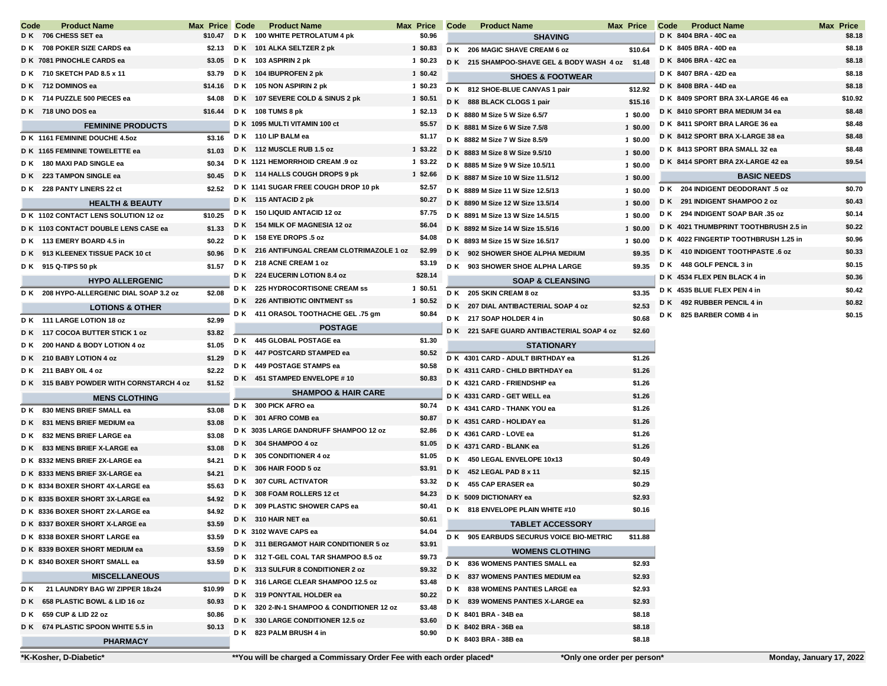| Code | Product Name | Max Price |
|---|---|---|
| D K | 706 CHESS SET ea | $10.47 |
| D K | 708 POKER SIZE CARDS ea | $2.13 |
| D K | 7081 PINOCHLE CARDS ea | $3.05 |
| D K | 710 SKETCH PAD 8.5 x 11 | $3.79 |
| D K | 712 DOMINOS ea | $14.16 |
| D K | 714 PUZZLE 500 PIECES ea | $4.08 |
| D K | 718 UNO DOS ea | $16.44 |
| | **FEMININE PRODUCTS** | |
| D K | 1161 FEMININE DOUCHE 4.5oz | $3.16 |
| D K | 1165 FEMININE TOWELETTE ea | $1.03 |
| D K | 180 MAXI PAD SINGLE ea | $0.34 |
| D K | 223 TAMPON SINGLE ea | $0.45 |
| D K | 228 PANTY LINERS 22 ct | $2.52 |
| | **HEALTH & BEAUTY** | |
| D K | 1102 CONTACT LENS SOLUTION 12 oz | $10.25 |
| D K | 1103 CONTACT DOUBLE LENS CASE ea | $1.33 |
| D K | 113 EMERY BOARD 4.5 in | $0.22 |
| D K | 913 KLEENEX TISSUE PACK 10 ct | $0.96 |
| D K | 915 Q-TIPS 50 pk | $1.57 |
| | **HYPO ALLERGENIC** | |
| D K | 208 HYPO-ALLERGENIC DIAL SOAP 3.2 oz | $2.08 |
| | **LOTIONS & OTHER** | |
| D K | 111 LARGE LOTION 18 oz | $2.99 |
| D K | 117 COCOA BUTTER STICK 1 oz | $3.82 |
| D K | 200 HAND & BODY LOTION 4 oz | $1.05 |
| D K | 210 BABY LOTION 4 oz | $1.29 |
| D K | 211 BABY OIL 4 oz | $2.22 |
| D K | 315 BABY POWDER WITH CORNSTARCH 4 oz | $1.52 |
| | **MENS CLOTHING** | |
| D K | 830 MENS BRIEF SMALL ea | $3.08 |
| D K | 831 MENS BRIEF MEDIUM ea | $3.08 |
| D K | 832 MENS BRIEF LARGE ea | $3.08 |
| D K | 833 MENS BRIEF X-LARGE ea | $3.08 |
| D K | 8332 MENS BRIEF 2X-LARGE ea | $4.21 |
| D K | 8333 MENS BRIEF 3X-LARGE ea | $4.21 |
| D K | 8334 BOXER SHORT 4X-LARGE ea | $5.63 |
| D K | 8335 BOXER SHORT 3X-LARGE ea | $4.92 |
| D K | 8336 BOXER SHORT 2X-LARGE ea | $4.92 |
| D K | 8337 BOXER SHORT X-LARGE ea | $3.59 |
| D K | 8338 BOXER SHORT LARGE ea | $3.59 |
| D K | 8339 BOXER SHORT MEDIUM ea | $3.59 |
| D K | 8340 BOXER SHORT SMALL ea | $3.59 |
| | **MISCELLANEOUS** | |
| D K | 21 LAUNDRY BAG W/ ZIPPER 18x24 | $10.99 |
| D K | 658 PLASTIC BOWL & LID 16 oz | $0.93 |
| D K | 659 CUP & LID 22 oz | $0.86 |
| D K | 674 PLASTIC SPOON WHITE 5.5 in | $0.13 |
| | **PHARMACY** | |
| D K | 100 WHITE PETROLATUM 4 pk | $0.96 |
| D K | 101 ALKA SELTZER 2 pk | 1 $0.83 |
| D K | 103 ASPIRIN 2 pk | 1 $0.23 |
| D K | 104 IBUPROFEN 2 pk | 1 $0.42 |
| D K | 105 NON ASPIRIN 2 pk | 1 $0.23 |
| D K | 107 SEVERE COLD & SINUS 2 pk | 1 $0.51 |
| D K | 108 TUMS 8 pk | 1 $2.13 |
| D K | 1095 MULTI VITAMIN 100 ct | $5.57 |
| D K | 110 LIP BALM ea | $1.17 |
| D K | 112 MUSCLE RUB 1.5 oz | 1 $3.22 |
| D K | 1121 HEMORRHOID CREAM .9 oz | 1 $3.22 |
| D K | 114 HALLS COUGH DROPS 9 pk | 1 $2.66 |
| D K | 1141 SUGAR FREE COUGH DROP 10 pk | $2.57 |
| D K | 115 ANTACID 2 pk | $0.27 |
| D K | 150 LIQUID ANTACID 12 oz | $7.75 |
| D K | 154 MILK OF MAGNESIA 12 oz | $6.04 |
| D K | 158 EYE DROPS .5 oz | $4.08 |
| D K | 216 ANTIFUNGAL CREAM CLOTRIMAZOLE 1 oz | $2.99 |
| D K | 218 ACNE CREAM 1 oz | $3.19 |
| D K | 224 EUCERIN LOTION 8.4 oz | $28.14 |
| D K | 225 HYDROCORTISONE CREAM ss | 1 $0.51 |
| D K | 226 ANTIBIOTIC OINTMENT ss | 1 $0.52 |
| D K | 411 ORASOL TOOTHACHE GEL .75 gm | $0.84 |
| | **POSTAGE** | |
| D K | 445 GLOBAL POSTAGE ea | $1.30 |
| D K | 447 POSTCARD STAMPED ea | $0.52 |
| D K | 449 POSTAGE STAMPS ea | $0.58 |
| D K | 451 STAMPED ENVELOPE # 10 | $0.83 |
| | **SHAMPOO & HAIR CARE** | |
| D K | 300 PICK AFRO ea | $0.74 |
| D K | 301 AFRO COMB ea | $0.87 |
| D K | 3035 LARGE DANDRUFF SHAMPOO 12 oz | $2.86 |
| D K | 304 SHAMPOO 4 oz | $1.05 |
| D K | 305 CONDITIONER 4 oz | $1.05 |
| D K | 306 HAIR FOOD 5 oz | $3.91 |
| D K | 307 CURL ACTIVATOR | $3.32 |
| D K | 308 FOAM ROLLERS 12 ct | $4.23 |
| D K | 309 PLASTIC SHOWER CAPS ea | $0.41 |
| D K | 310 HAIR NET ea | $0.61 |
| D K | 3102 WAVE CAPS ea | $4.04 |
| D K | 311 BERGAMOT HAIR CONDITIONER 5 oz | $3.91 |
| D K | 312 T-GEL COAL TAR SHAMPOO 8.5 oz | $9.73 |
| D K | 313 SULFUR 8 CONDITIONER 2 oz | $9.32 |
| D K | 316 LARGE CLEAR SHAMPOO 12.5 oz | $3.48 |
| D K | 319 PONYTAIL HOLDER ea | $0.22 |
| D K | 320 2-IN-1 SHAMPOO & CONDITIONER 12 oz | $3.48 |
| D K | 330 LARGE CONDITIONER 12.5 oz | $3.60 |
| D K | 823 PALM BRUSH 4 in | $0.90 |
| | **SHAVING** | |
| D K | 206 MAGIC SHAVE CREAM 6 oz | $10.64 |
| D K | 215 SHAMPOO-SHAVE GEL & BODY WASH 4 oz | $1.48 |
| | **SHOES & FOOTWEAR** | |
| D K | 812 SHOE-BLUE CANVAS 1 pair | $12.92 |
| D K | 888 BLACK CLOGS 1 pair | $15.16 |
| D K | 8880 M Size 5 W Size 6.5/7 | 1 $0.00 |
| D K | 8881 M Size 6 W Size 7.5/8 | 1 $0.00 |
| D K | 8882 M Size 7 W Size 8.5/9 | 1 $0.00 |
| D K | 8883 M Size 8 W Size 9.5/10 | 1 $0.00 |
| D K | 8885 M Size 9 W Size 10.5/11 | 1 $0.00 |
| D K | 8887 M Size 10 W Size 11.5/12 | 1 $0.00 |
| D K | 8889 M Size 11 W Size 12.5/13 | 1 $0.00 |
| D K | 8890 M Size 12 W Size 13.5/14 | 1 $0.00 |
| D K | 8891 M Size 13 W Size 14.5/15 | 1 $0.00 |
| D K | 8892 M Size 14 W Size 15.5/16 | 1 $0.00 |
| D K | 8893 M Size 15 W Size 16.5/17 | 1 $0.00 |
| D K | 902 SHOWER SHOE ALPHA MEDIUM | $9.35 |
| D K | 903 SHOWER SHOE ALPHA LARGE | $9.35 |
| | **SOAP & CLEANSING** | |
| D K | 205 SKIN CREAM 8 oz | $3.35 |
| D K | 207 DIAL ANTIBACTERIAL SOAP 4 oz | $2.53 |
| D K | 217 SOAP HOLDER 4 in | $0.68 |
| D K | 221 SAFE GUARD ANTIBACTERIAL SOAP 4 oz | $2.60 |
| | **STATIONARY** | |
| D K | 4301 CARD - ADULT BIRTHDAY ea | $1.26 |
| D K | 4311 CARD - CHILD BIRTHDAY ea | $1.26 |
| D K | 4321 CARD - FRIENDSHIP ea | $1.26 |
| D K | 4331 CARD - GET WELL ea | $1.26 |
| D K | 4341 CARD - THANK YOU ea | $1.26 |
| D K | 4351 CARD - HOLIDAY ea | $1.26 |
| D K | 4361 CARD - LOVE ea | $1.26 |
| D K | 4371 CARD - BLANK ea | $1.26 |
| D K | 450 LEGAL ENVELOPE 10x13 | $0.49 |
| D K | 452 LEGAL PAD 8 x 11 | $2.15 |
| D K | 455 CAP ERASER ea | $0.29 |
| D K | 5009 DICTIONARY ea | $2.93 |
| D K | 818 ENVELOPE PLAIN WHITE #10 | $0.16 |
| | **TABLET ACCESSORY** | |
| D K | 905 EARBUDS SECURUS VOICE BIO-METRIC | $11.88 |
| | **WOMENS CLOTHING** | |
| D K | 836 WOMENS PANTIES SMALL ea | $2.93 |
| D K | 837 WOMENS PANTIES MEDIUM ea | $2.93 |
| D K | 838 WOMENS PANTIES LARGE ea | $2.93 |
| D K | 839 WOMENS PANTIES X-LARGE ea | $2.93 |
| D K | 8401 BRA - 34B ea | $8.18 |
| D K | 8402 BRA - 36B ea | $8.18 |
| D K | 8403 BRA - 38B ea | $8.18 |
| D K | 8404 BRA - 40C ea | $8.18 |
| D K | 8405 BRA - 40D ea | $8.18 |
| D K | 8406 BRA - 42C ea | $8.18 |
| D K | 8407 BRA - 42D ea | $8.18 |
| D K | 8408 BRA - 44D ea | $8.18 |
| D K | 8409 SPORT BRA 3X-LARGE 46 ea | $10.92 |
| D K | 8410 SPORT BRA MEDIUM 34 ea | $8.48 |
| D K | 8411 SPORT BRA LARGE 36 ea | $8.48 |
| D K | 8412 SPORT BRA X-LARGE 38 ea | $8.48 |
| D K | 8413 SPORT BRA SMALL 32 ea | $8.48 |
| D K | 8414 SPORT BRA 2X-LARGE 42 ea | $9.54 |
| | **BASIC NEEDS** | |
| D K | 204 INDIGENT DEODORANT .5 oz | $0.70 |
| D K | 291 INDIGENT SHAMPOO 2 oz | $0.43 |
| D K | 294 INDIGENT SOAP BAR .35 oz | $0.14 |
| D K | 4021 THUMBPRINT TOOTHBRUSH 2.5 in | $0.22 |
| D K | 4022 FINGERTIP TOOTHBRUSH 1.25 in | $0.96 |
| D K | 410 INDIGENT TOOTHPASTE .6 oz | $0.33 |
| D K | 448 GOLF PENCIL 3 in | $0.15 |
| D K | 4534 FLEX PEN BLACK 4 in | $0.36 |
| D K | 4535 BLUE FLEX PEN 4 in | $0.42 |
| D K | 492 RUBBER PENCIL 4 in | $0.82 |
| D K | 825 BARBER COMB 4 in | $0.15 |

*K-Kosher, D-Diabetic*

**You will be charged a Commissary Order Fee with each order placed**

*Only one order per person*

Monday, January 17, 2022